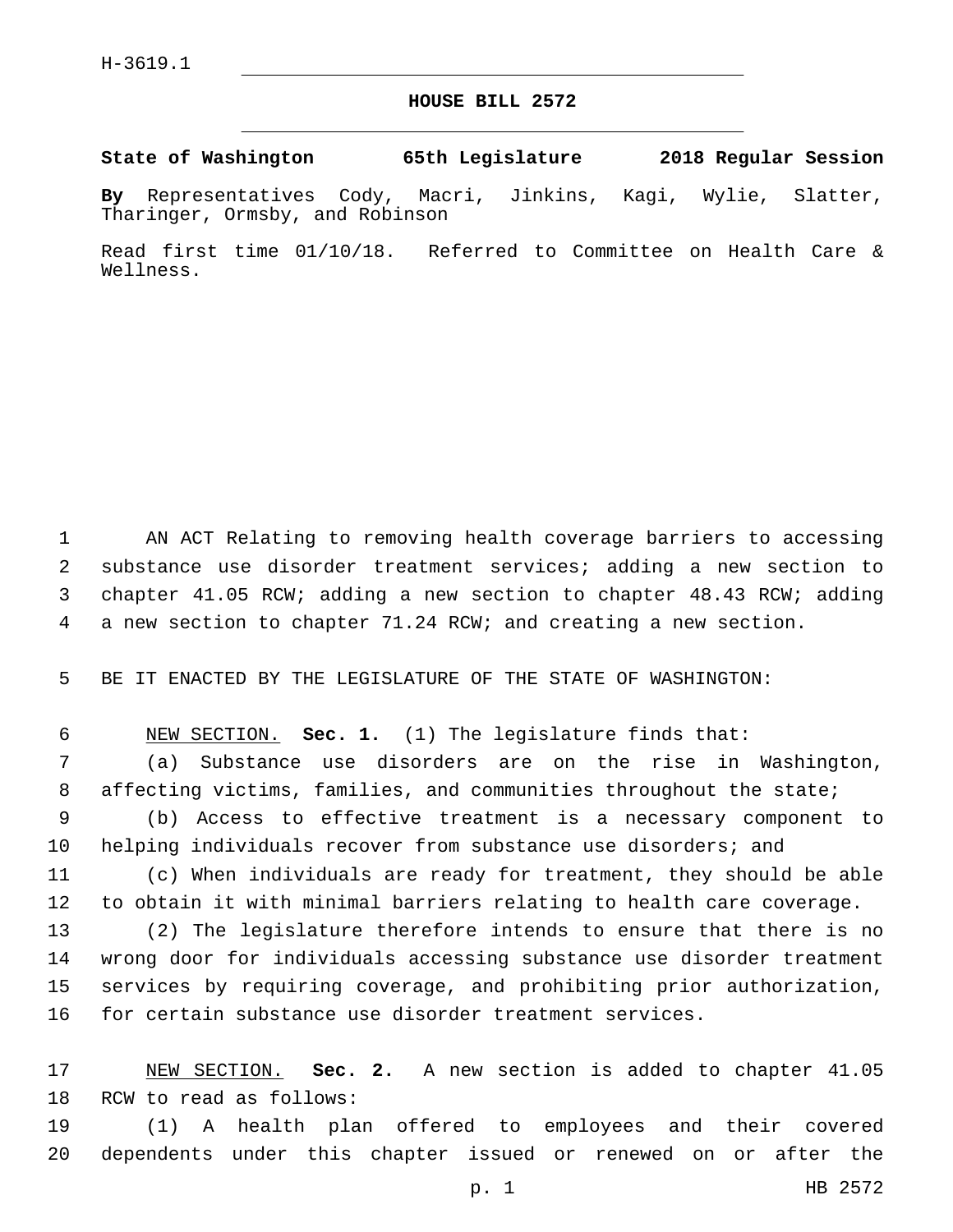H-3619.1

# HOUSE BILL 2572

**State of Washington 65th Legislature 2018 Regular Session**

**By** Representatives Cody, Macri, Jinkins, Kagi, Wylie, Slatter, Tharinger, Ormsby, and Robinson

Read first time 01/10/18. Referred to Committee on Health Care & Wellness.

AN ACT Relating to removing health coverage barriers to accessing substance use disorder treatment services; adding a new section to chapter 41.05 RCW; adding a new section to chapter 48.43 RCW; adding a new section to chapter 71.24 RCW; and creating a new section.

BE IT ENACTED BY THE LEGISLATURE OF THE STATE OF WASHINGTON:

NEW SECTION. **Sec. 1.** (1) The legislature finds that:

(a) Substance use disorders are on the rise in Washington, affecting victims, families, and communities throughout the state;

(b) Access to effective treatment is a necessary component to helping individuals recover from substance use disorders; and

(c) When individuals are ready for treatment, they should be able to obtain it with minimal barriers relating to health care coverage.

(2) The legislature therefore intends to ensure that there is no wrong door for individuals accessing substance use disorder treatment services by requiring coverage, and prohibiting prior authorization, for certain substance use disorder treatment services.

NEW SECTION. **Sec. 2.** A new section is added to chapter 41.05 RCW to read as follows:

(1) A health plan offered to employees and their covered dependents under this chapter issued or renewed on or after the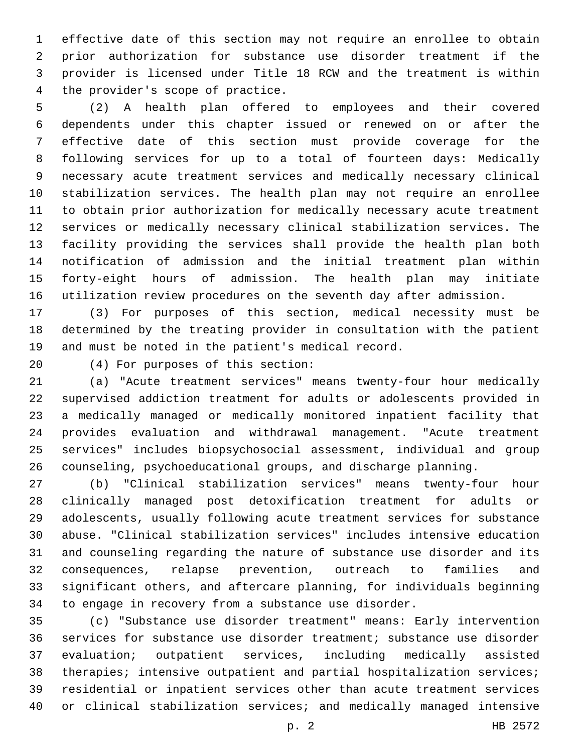effective date of this section may not require an enrollee to obtain prior authorization for substance use disorder treatment if the provider is licensed under Title 18 RCW and the treatment is within the provider's scope of practice.

(2) A health plan offered to employees and their covered dependents under this chapter issued or renewed on or after the effective date of this section must provide coverage for the following services for up to a total of fourteen days: Medically necessary acute treatment services and medically necessary clinical stabilization services. The health plan may not require an enrollee to obtain prior authorization for medically necessary acute treatment services or medically necessary clinical stabilization services. The facility providing the services shall provide the health plan both notification of admission and the initial treatment plan within forty-eight hours of admission. The health plan may initiate utilization review procedures on the seventh day after admission.

(3) For purposes of this section, medical necessity must be determined by the treating provider in consultation with the patient and must be noted in the patient's medical record.

(4) For purposes of this section:

(a) "Acute treatment services" means twenty-four hour medically supervised addiction treatment for adults or adolescents provided in a medically managed or medically monitored inpatient facility that provides evaluation and withdrawal management. "Acute treatment services" includes biopsychosocial assessment, individual and group counseling, psychoeducational groups, and discharge planning.

(b) "Clinical stabilization services" means twenty-four hour clinically managed post detoxification treatment for adults or adolescents, usually following acute treatment services for substance abuse. "Clinical stabilization services" includes intensive education and counseling regarding the nature of substance use disorder and its consequences, relapse prevention, outreach to families and significant others, and aftercare planning, for individuals beginning to engage in recovery from a substance use disorder.

(c) "Substance use disorder treatment" means: Early intervention services for substance use disorder treatment; substance use disorder evaluation; outpatient services, including medically assisted therapies; intensive outpatient and partial hospitalization services; residential or inpatient services other than acute treatment services or clinical stabilization services; and medically managed intensive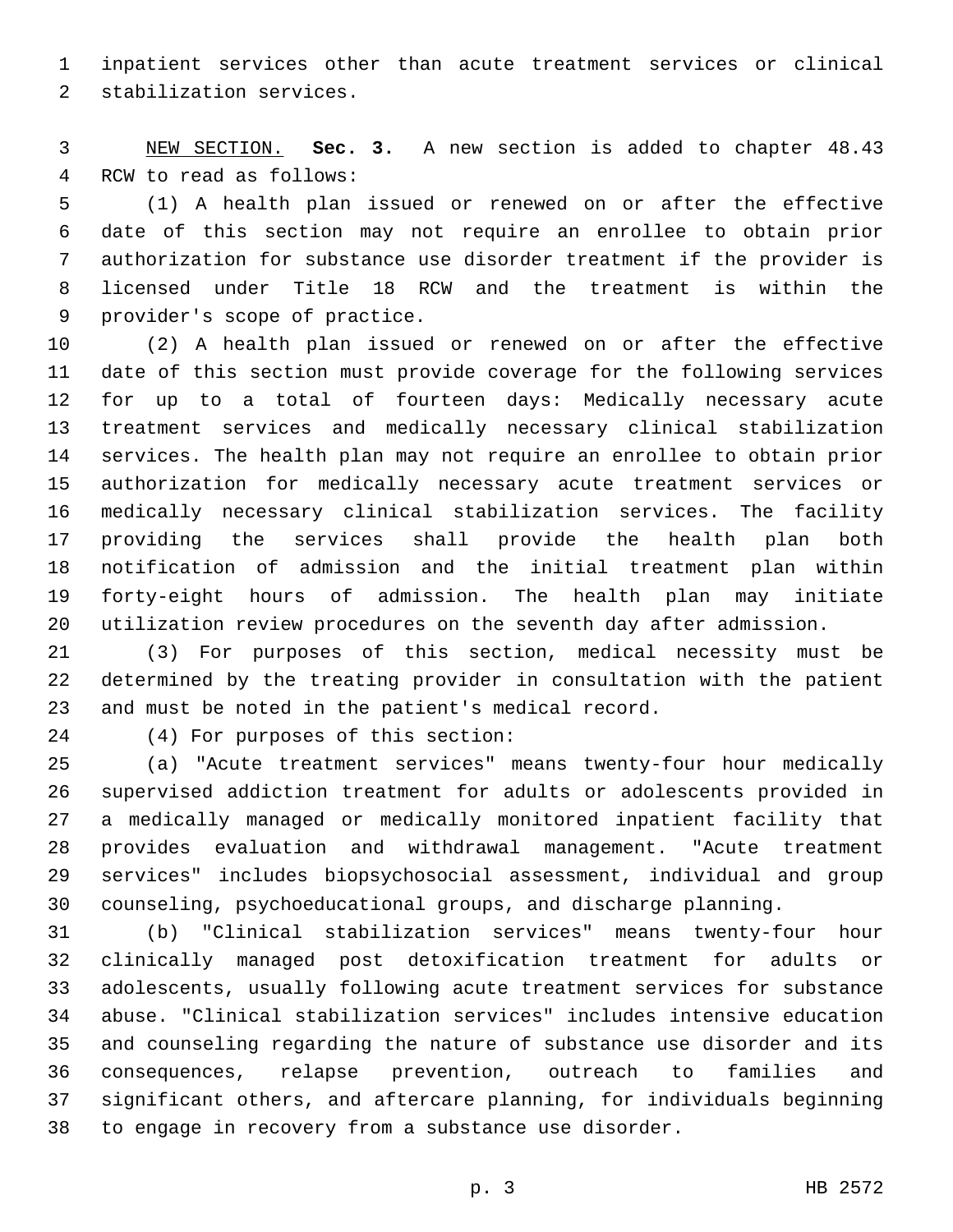inpatient services other than acute treatment services or clinical stabilization services.

NEW SECTION. **Sec. 3.** A new section is added to chapter 48.43 RCW to read as follows:

(1) A health plan issued or renewed on or after the effective date of this section may not require an enrollee to obtain prior authorization for substance use disorder treatment if the provider is licensed under Title 18 RCW and the treatment is within the provider's scope of practice.

(2) A health plan issued or renewed on or after the effective date of this section must provide coverage for the following services for up to a total of fourteen days: Medically necessary acute treatment services and medically necessary clinical stabilization services. The health plan may not require an enrollee to obtain prior authorization for medically necessary acute treatment services or medically necessary clinical stabilization services. The facility providing the services shall provide the health plan both notification of admission and the initial treatment plan within forty-eight hours of admission. The health plan may initiate utilization review procedures on the seventh day after admission.

(3) For purposes of this section, medical necessity must be determined by the treating provider in consultation with the patient and must be noted in the patient's medical record.

(4) For purposes of this section:

(a) "Acute treatment services" means twenty-four hour medically supervised addiction treatment for adults or adolescents provided in a medically managed or medically monitored inpatient facility that provides evaluation and withdrawal management. "Acute treatment services" includes biopsychosocial assessment, individual and group counseling, psychoeducational groups, and discharge planning.

(b) "Clinical stabilization services" means twenty-four hour clinically managed post detoxification treatment for adults or adolescents, usually following acute treatment services for substance abuse. "Clinical stabilization services" includes intensive education and counseling regarding the nature of substance use disorder and its consequences, relapse prevention, outreach to families and significant others, and aftercare planning, for individuals beginning to engage in recovery from a substance use disorder.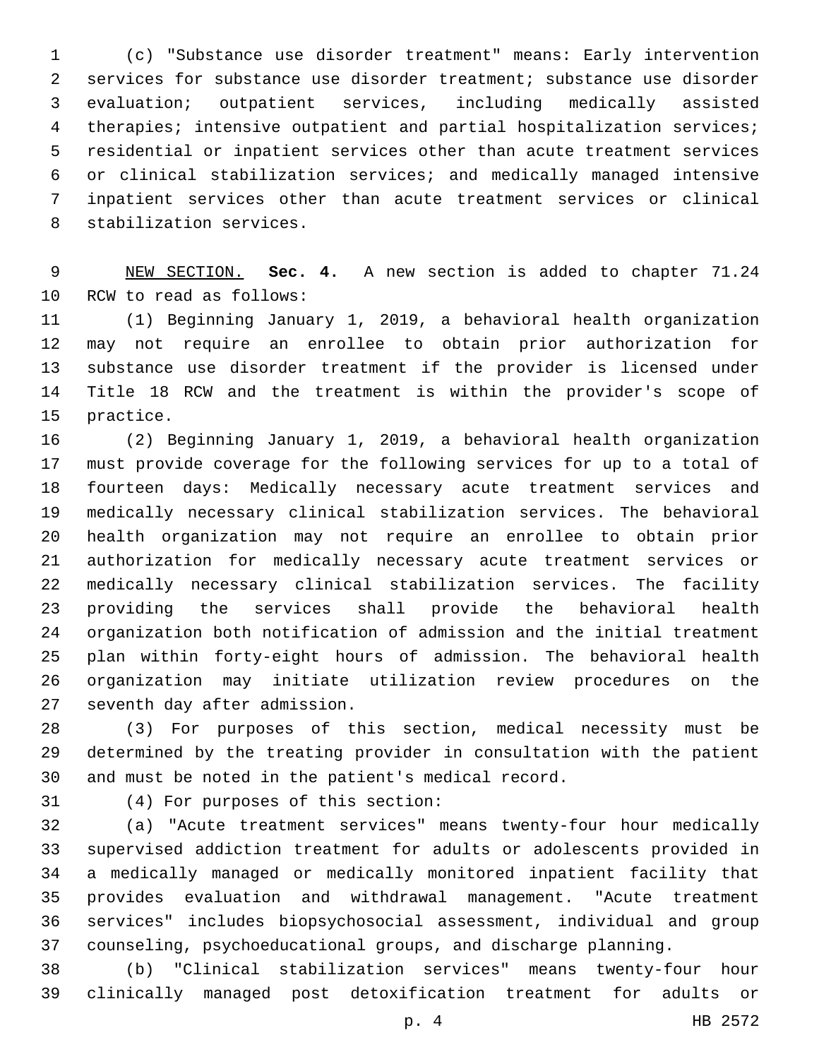(c) "Substance use disorder treatment" means: Early intervention services for substance use disorder treatment; substance use disorder evaluation; outpatient services, including medically assisted therapies; intensive outpatient and partial hospitalization services; residential or inpatient services other than acute treatment services or clinical stabilization services; and medically managed intensive inpatient services other than acute treatment services or clinical stabilization services.

NEW SECTION. **Sec. 4.** A new section is added to chapter 71.24 RCW to read as follows:

(1) Beginning January 1, 2019, a behavioral health organization may not require an enrollee to obtain prior authorization for substance use disorder treatment if the provider is licensed under Title 18 RCW and the treatment is within the provider's scope of practice.

(2) Beginning January 1, 2019, a behavioral health organization must provide coverage for the following services for up to a total of fourteen days: Medically necessary acute treatment services and medically necessary clinical stabilization services. The behavioral health organization may not require an enrollee to obtain prior authorization for medically necessary acute treatment services or medically necessary clinical stabilization services. The facility providing the services shall provide the behavioral health organization both notification of admission and the initial treatment plan within forty-eight hours of admission. The behavioral health organization may initiate utilization review procedures on the seventh day after admission.

(3) For purposes of this section, medical necessity must be determined by the treating provider in consultation with the patient and must be noted in the patient's medical record.

(4) For purposes of this section:

(a) "Acute treatment services" means twenty-four hour medically supervised addiction treatment for adults or adolescents provided in a medically managed or medically monitored inpatient facility that provides evaluation and withdrawal management. "Acute treatment services" includes biopsychosocial assessment, individual and group counseling, psychoeducational groups, and discharge planning.

(b) "Clinical stabilization services" means twenty-four hour clinically managed post detoxification treatment for adults or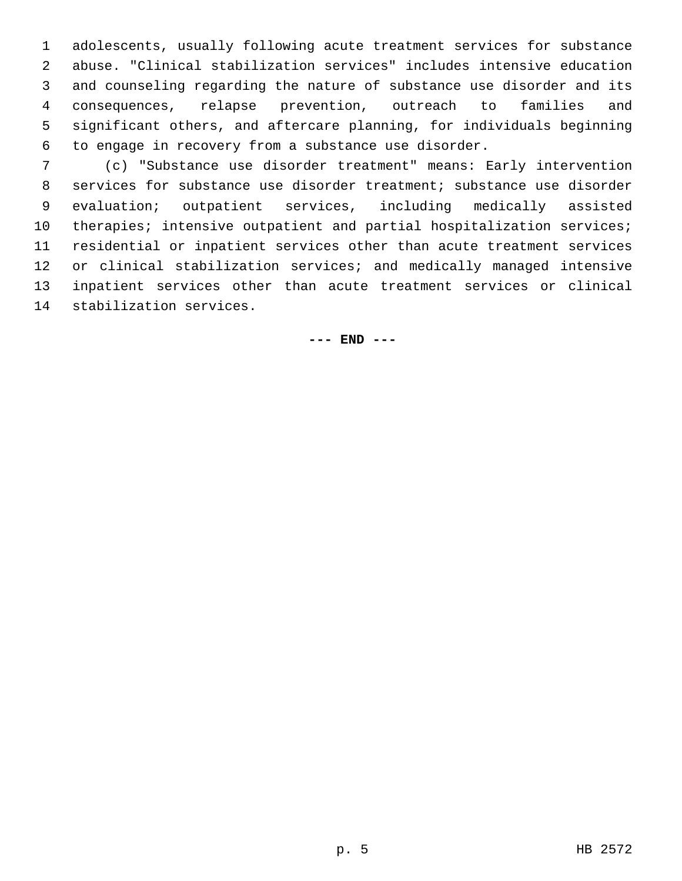adolescents, usually following acute treatment services for substance abuse. "Clinical stabilization services" includes intensive education and counseling regarding the nature of substance use disorder and its consequences, relapse prevention, outreach to families and significant others, and aftercare planning, for individuals beginning to engage in recovery from a substance use disorder.

(c) "Substance use disorder treatment" means: Early intervention services for substance use disorder treatment; substance use disorder evaluation; outpatient services, including medically assisted therapies; intensive outpatient and partial hospitalization services; residential or inpatient services other than acute treatment services or clinical stabilization services; and medically managed intensive inpatient services other than acute treatment services or clinical stabilization services.

**--- END ---**